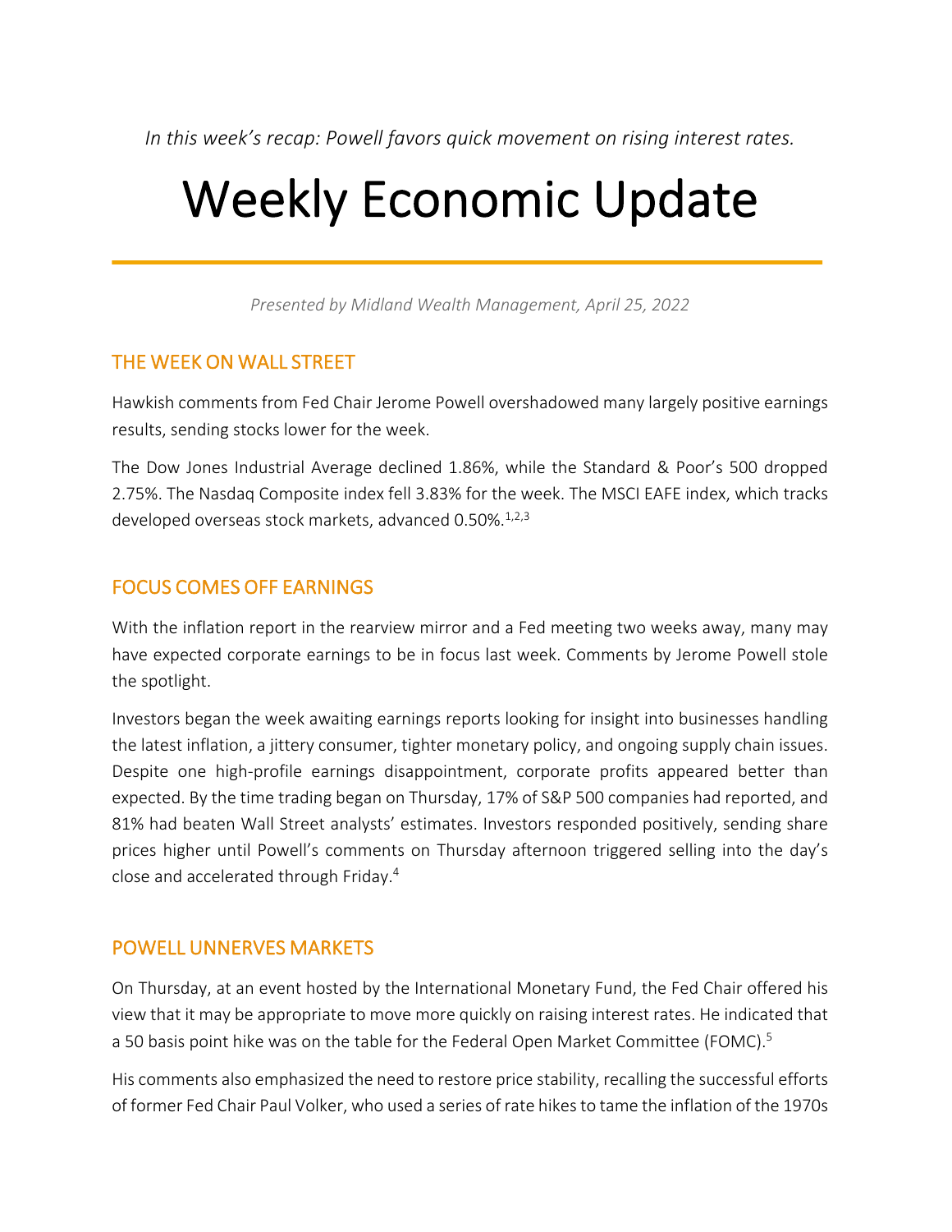*In this week's recap: Powell favors quick movement on rising interest rates.*

# Weekly Economic Update

*Presented by Midland Wealth Management, April 25, 2022*

## THE WEEK ON WALL STREET

Hawkish comments from Fed Chair Jerome Powell overshadowed many largely positive earnings results, sending stocks lower for the week.

The Dow Jones Industrial Average declined 1.86%, while the Standard & Poor's 500 dropped 2.75%. The Nasdaq Composite index fell 3.83% for the week. The MSCI EAFE index, which tracks developed overseas stock markets, advanced 0.50%.[1,2,3]

## FOCUS COMES OFF EARNINGS

With the inflation report in the rearview mirror and a Fed meeting two weeks away, many may have expected corporate earnings to be in focus last week. Comments by Jerome Powell stole the spotlight.

Investors began the week awaiting earnings reports looking for insight into businesses handling the latest inflation, a jittery consumer, tighter monetary policy, and ongoing supply chain issues. Despite one high-profile earnings disappointment, corporate profits appeared better than expected. By the time trading began on Thursday, 17% of S&P 500 companies had reported, and 81% had beaten Wall Street analysts' estimates. Investors responded positively, sending share prices higher until Powell's comments on Thursday afternoon triggered selling into the day's close and accelerated through Friday.[4]

## POWELL UNNERVES MARKETS

On Thursday, at an event hosted by the International Monetary Fund, the Fed Chair offered his view that it may be appropriate to move more quickly on raising interest rates. He indicated that a 50 basis point hike was on the table for the Federal Open Market Committee (FOMC).[5]

His comments also emphasized the need to restore price stability, recalling the successful efforts of former Fed Chair Paul Volker, who used a series of rate hikes to tame the inflation of the 1970s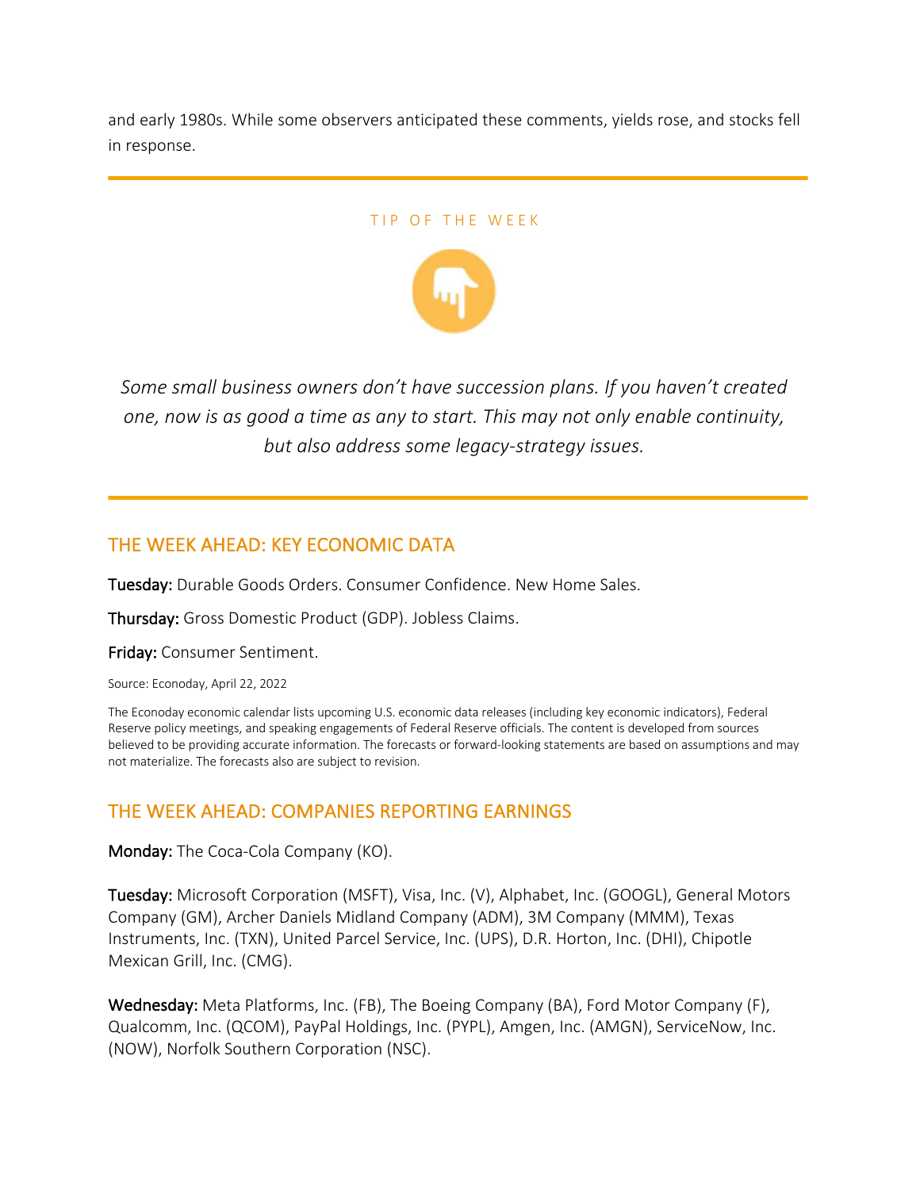and early 1980s. While some observers anticipated these comments, yields rose, and stocks fell in response.

---

TIP OF THE WEEK

*Some small business owners don't have succession plans. If you haven't created one, now is as good a time as any to start. This may not only enable continuity, but also address some legacy-strategy issues.*

---

## THE WEEK AHEAD: KEY ECONOMIC DATA

**Tuesday:** Durable Goods Orders. Consumer Confidence. New Home Sales.

**Thursday:** Gross Domestic Product (GDP). Jobless Claims.

**Friday:** Consumer Sentiment.

Source: Econoday, April 22, 2022

The Econoday economic calendar lists upcoming U.S. economic data releases (including key economic indicators), Federal Reserve policy meetings, and speaking engagements of Federal Reserve officials. The content is developed from sources believed to be providing accurate information. The forecasts or forward-looking statements are based on assumptions and may not materialize. The forecasts also are subject to revision.

## THE WEEK AHEAD: COMPANIES REPORTING EARNINGS

**Monday:** The Coca-Cola Company (KO).

**Tuesday:** Microsoft Corporation (MSFT), Visa, Inc. (V), Alphabet, Inc. (GOOGL), General Motors Company (GM), Archer Daniels Midland Company (ADM), 3M Company (MMM), Texas Instruments, Inc. (TXN), United Parcel Service, Inc. (UPS), D.R. Horton, Inc. (DHI), Chipotle Mexican Grill, Inc. (CMG).

**Wednesday:** Meta Platforms, Inc. (FB), The Boeing Company (BA), Ford Motor Company (F), Qualcomm, Inc. (QCOM), PayPal Holdings, Inc. (PYPL), Amgen, Inc. (AMGN), ServiceNow, Inc. (NOW), Norfolk Southern Corporation (NSC).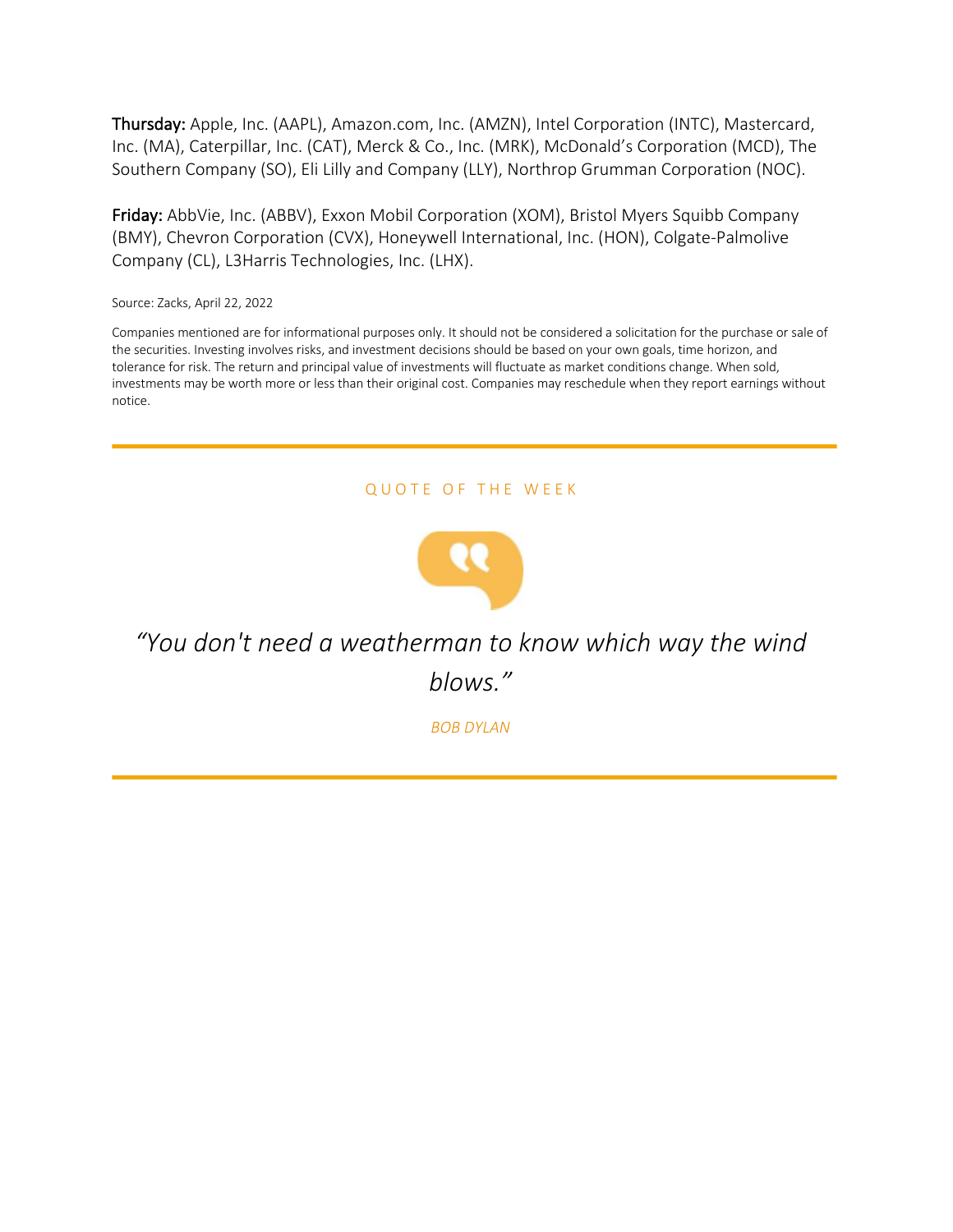**Thursday:** Apple, Inc. (AAPL), Amazon.com, Inc. (AMZN), Intel Corporation (INTC), Mastercard, Inc. (MA), Caterpillar, Inc. (CAT), Merck & Co., Inc. (MRK), McDonald's Corporation (MCD), The Southern Company (SO), Eli Lilly and Company (LLY), Northrop Grumman Corporation (NOC).

**Friday:** AbbVie, Inc. (ABBV), Exxon Mobil Corporation (XOM), Bristol Myers Squibb Company (BMY), Chevron Corporation (CVX), Honeywell International, Inc. (HON), Colgate-Palmolive Company (CL), L3Harris Technologies, Inc. (LHX).

Source: Zacks, April 22, 2022

Companies mentioned are for informational purposes only. It should not be considered a solicitation for the purchase or sale of the securities. Investing involves risks, and investment decisions should be based on your own goals, time horizon, and tolerance for risk. The return and principal value of investments will fluctuate as market conditions change. When sold, investments may be worth more or less than their original cost. Companies may reschedule when they report earnings without notice.

---

## QUOTE OF THE WEEK

*"You don't need a weatherman to know which way the wind blows."*

*BOB DYLAN*

---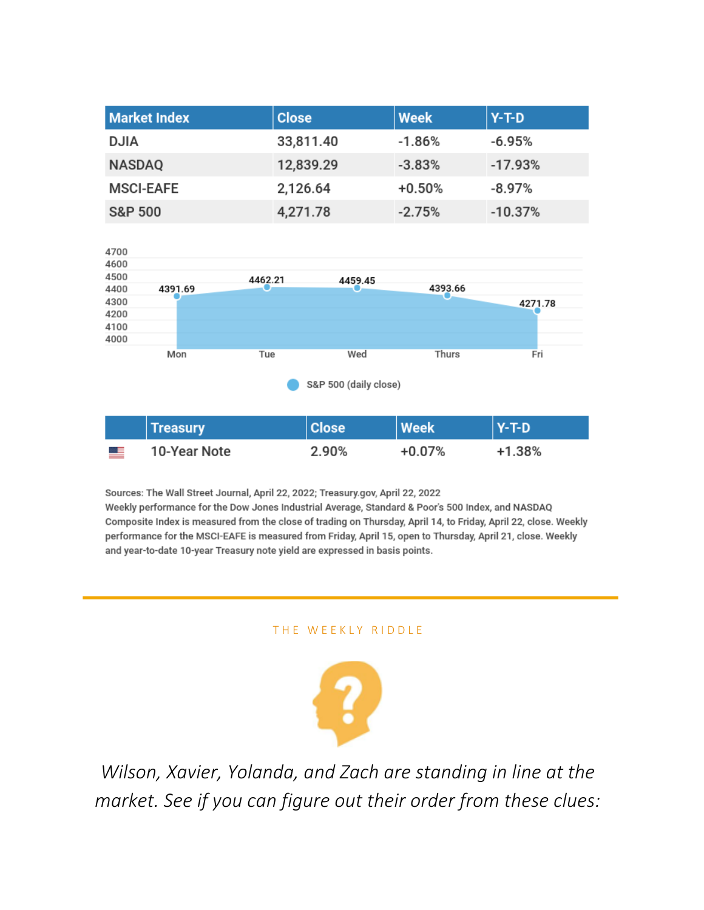| Market Index | Close | Week | Y-T-D |
|---|---|---|---|
| DJIA | 33,811.40 | -1.86% | -6.95% |
| NASDAQ | 12,839.29 | -3.83% | -17.93% |
| MSCI-EAFE | 2,126.64 | +0.50% | -8.97% |
| S&P 500 | 4,271.78 | -2.75% | -10.37% |

S&P 500 (daily close)

| Day | Close |
|---|---|
| Mon | 4391.69 |
| Tue | 4462.21 |
| Wed | 4459.45 |
| Thurs | 4393.66 |
| Fri | 4271.78 |

| Treasury | Close | Week | Y-T-D |
|---|---|---|---|
| 10-Year Note | 2.90% | +0.07% | +1.38% |

Sources: The Wall Street Journal, April 22, 2022; Treasury.gov, April 22, 2022
Weekly performance for the Dow Jones Industrial Average, Standard & Poor's 500 Index, and NASDAQ Composite Index is measured from the close of trading on Thursday, April 14, to Friday, April 22, close. Weekly performance for the MSCI-EAFE is measured from Friday, April 15, open to Thursday, April 21, close. Weekly and year-to-date 10-year Treasury note yield are expressed in basis points.

---

## THE WEEKLY RIDDLE

*Wilson, Xavier, Yolanda, and Zach are standing in line at the market. See if you can figure out their order from these clues:*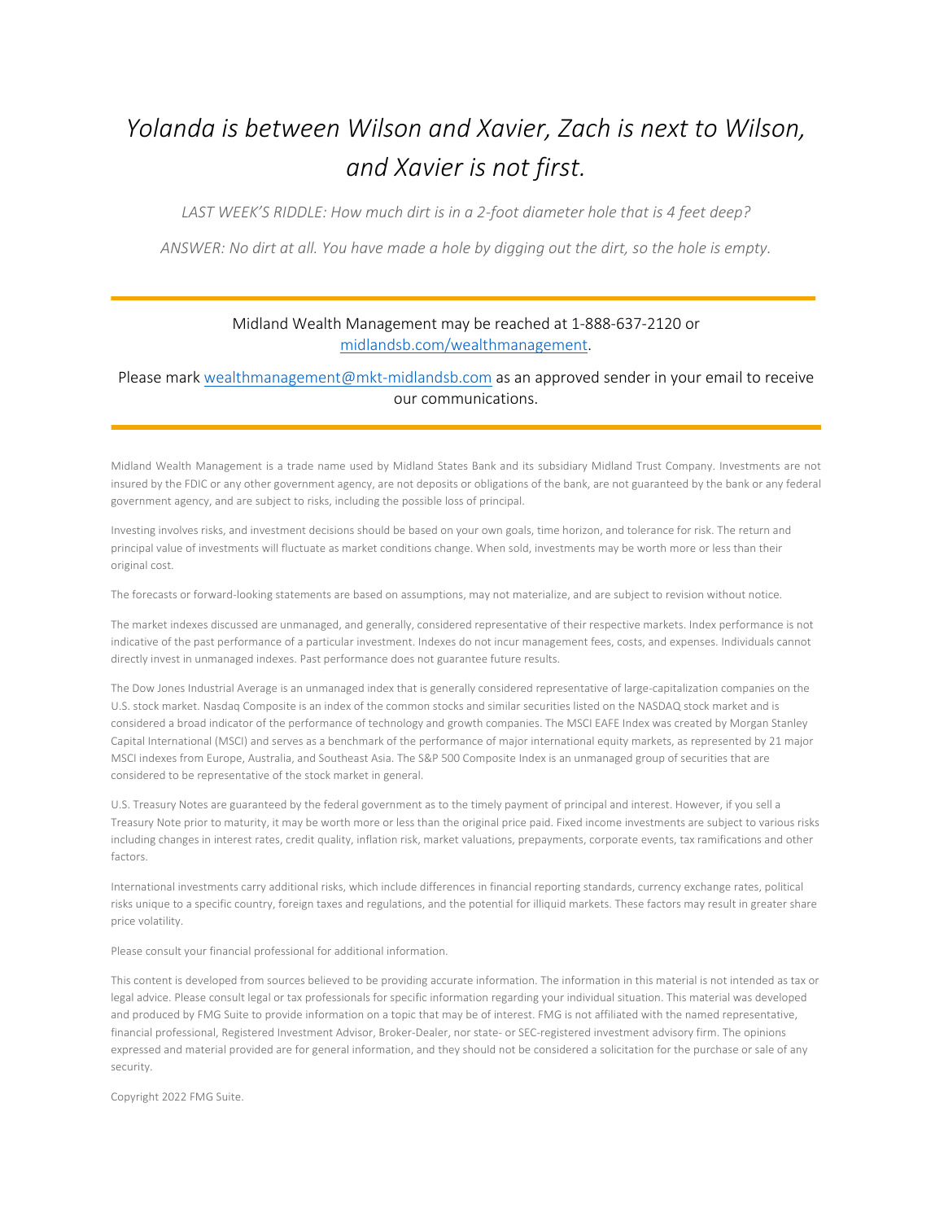*Yolanda is between Wilson and Xavier, Zach is next to Wilson, and Xavier is not first.*

*LAST WEEK'S RIDDLE: How much dirt is in a 2-foot diameter hole that is 4 feet deep?*

*ANSWER: No dirt at all. You have made a hole by digging out the dirt, so the hole is empty.*

---

Midland Wealth Management may be reached at 1-888-637-2120 or [midlandsb.com/wealthmanagement](midlandsb.com/wealthmanagement).

Please mark [wealthmanagement@mkt-midlandsb.com](mailto:wealthmanagement@mkt-midlandsb.com) as an approved sender in your email to receive our communications.

---

Midland Wealth Management is a trade name used by Midland States Bank and its subsidiary Midland Trust Company. Investments are not insured by the FDIC or any other government agency, are not deposits or obligations of the bank, are not guaranteed by the bank or any federal government agency, and are subject to risks, including the possible loss of principal.

Investing involves risks, and investment decisions should be based on your own goals, time horizon, and tolerance for risk. The return and principal value of investments will fluctuate as market conditions change. When sold, investments may be worth more or less than their original cost.

The forecasts or forward-looking statements are based on assumptions, may not materialize, and are subject to revision without notice.

The market indexes discussed are unmanaged, and generally, considered representative of their respective markets. Index performance is not indicative of the past performance of a particular investment. Indexes do not incur management fees, costs, and expenses. Individuals cannot directly invest in unmanaged indexes. Past performance does not guarantee future results.

The Dow Jones Industrial Average is an unmanaged index that is generally considered representative of large-capitalization companies on the U.S. stock market. Nasdaq Composite is an index of the common stocks and similar securities listed on the NASDAQ stock market and is considered a broad indicator of the performance of technology and growth companies. The MSCI EAFE Index was created by Morgan Stanley Capital International (MSCI) and serves as a benchmark of the performance of major international equity markets, as represented by 21 major MSCI indexes from Europe, Australia, and Southeast Asia. The S&P 500 Composite Index is an unmanaged group of securities that are considered to be representative of the stock market in general.

U.S. Treasury Notes are guaranteed by the federal government as to the timely payment of principal and interest. However, if you sell a Treasury Note prior to maturity, it may be worth more or less than the original price paid. Fixed income investments are subject to various risks including changes in interest rates, credit quality, inflation risk, market valuations, prepayments, corporate events, tax ramifications and other factors.

International investments carry additional risks, which include differences in financial reporting standards, currency exchange rates, political risks unique to a specific country, foreign taxes and regulations, and the potential for illiquid markets. These factors may result in greater share price volatility.

Please consult your financial professional for additional information.

This content is developed from sources believed to be providing accurate information. The information in this material is not intended as tax or legal advice. Please consult legal or tax professionals for specific information regarding your individual situation. This material was developed and produced by FMG Suite to provide information on a topic that may be of interest. FMG is not affiliated with the named representative, financial professional, Registered Investment Advisor, Broker-Dealer, nor state- or SEC-registered investment advisory firm. The opinions expressed and material provided are for general information, and they should not be considered a solicitation for the purchase or sale of any security.

Copyright 2022 FMG Suite.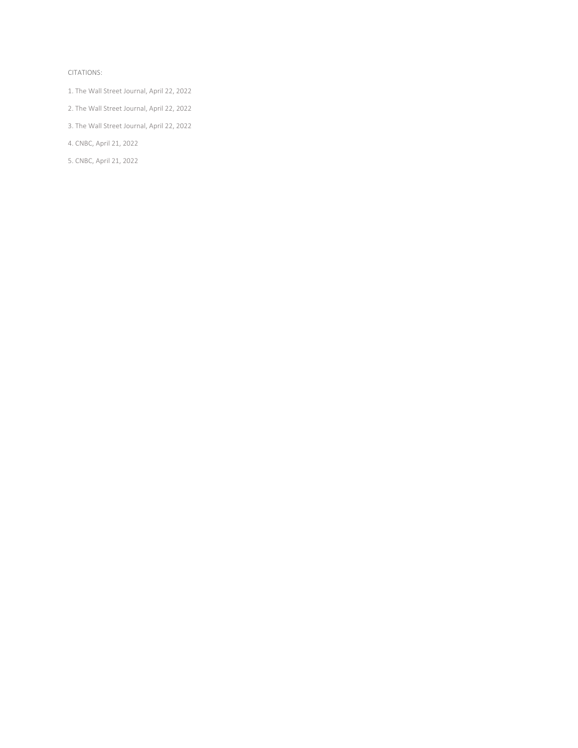CITATIONS:

1. The Wall Street Journal, April 22, 2022
2. The Wall Street Journal, April 22, 2022
3. The Wall Street Journal, April 22, 2022
4. CNBC, April 21, 2022
5. CNBC, April 21, 2022